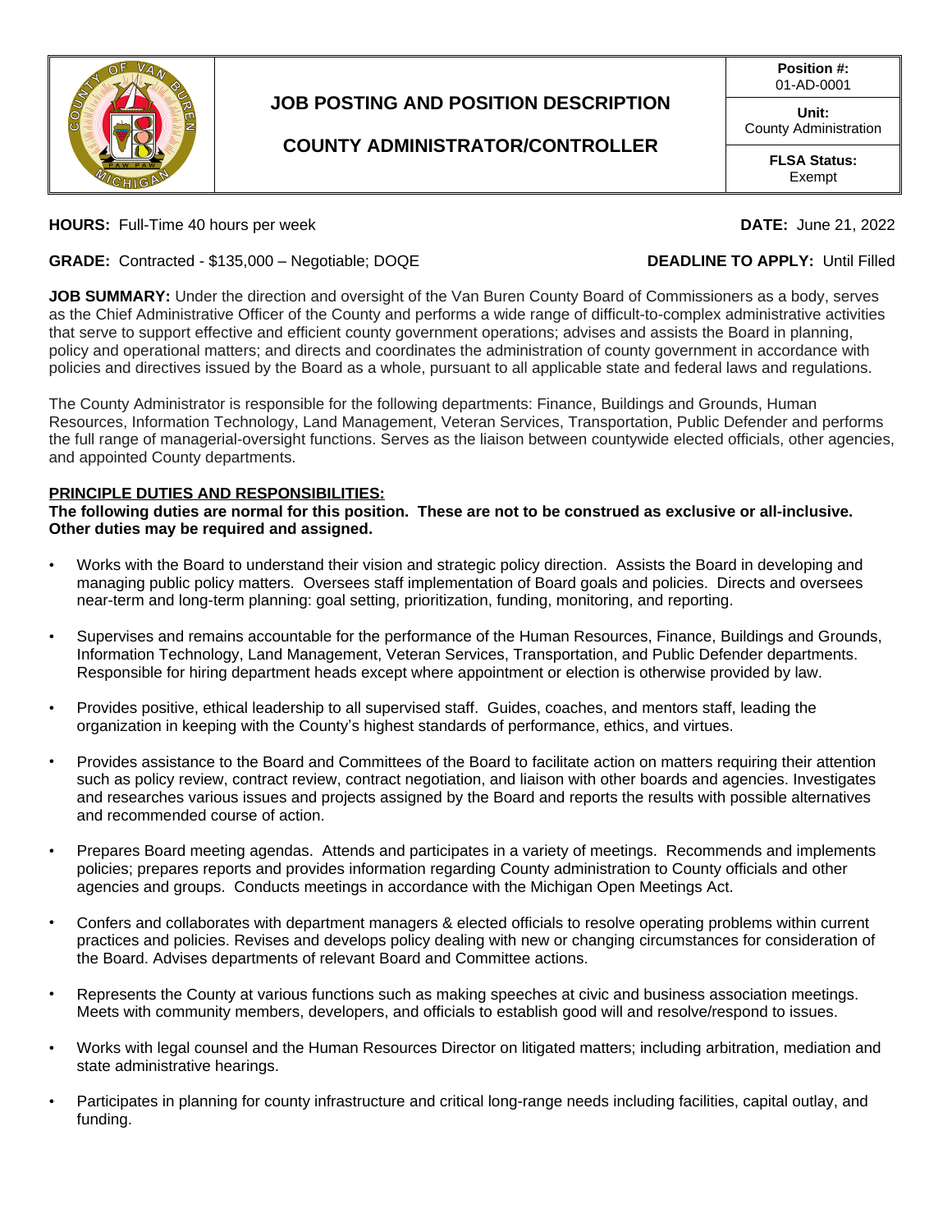# JOB POSTING AND POSITION DESCRIPTION

## COUNTY ADMINISTRATOR/CONTROLLER

| Position #: | Unit: | FLSA Status: |
|---|---|---|
| 01-AD-0001 | County Administration | Exempt |

**HOURS:** Full-Time 40 hours per week **DATE:** June 21, 2022

**GRADE:** Contracted - $135,000 – Negotiable; DOQE **DEADLINE TO APPLY:** Until Filled

**JOB SUMMARY:** Under the direction and oversight of the Van Buren County Board of Commissioners as a body, serves as the Chief Administrative Officer of the County and performs a wide range of difficult-to-complex administrative activities that serve to support effective and efficient county government operations; advises and assists the Board in planning, policy and operational matters; and directs and coordinates the administration of county government in accordance with policies and directives issued by the Board as a whole, pursuant to all applicable state and federal laws and regulations.

The County Administrator is responsible for the following departments: Finance, Buildings and Grounds, Human Resources, Information Technology, Land Management, Veteran Services, Transportation, Public Defender and performs the full range of managerial-oversight functions. Serves as the liaison between countywide elected officials, other agencies, and appointed County departments.

**PRINCIPLE DUTIES AND RESPONSIBILITIES:**

**The following duties are normal for this position. These are not to be construed as exclusive or all-inclusive. Other duties may be required and assigned.**

- Works with the Board to understand their vision and strategic policy direction. Assists the Board in developing and managing public policy matters. Oversees staff implementation of Board goals and policies. Directs and oversees near-term and long-term planning: goal setting, prioritization, funding, monitoring, and reporting.
- Supervises and remains accountable for the performance of the Human Resources, Finance, Buildings and Grounds, Information Technology, Land Management, Veteran Services, Transportation, and Public Defender departments. Responsible for hiring department heads except where appointment or election is otherwise provided by law.
- Provides positive, ethical leadership to all supervised staff. Guides, coaches, and mentors staff, leading the organization in keeping with the County's highest standards of performance, ethics, and virtues.
- Provides assistance to the Board and Committees of the Board to facilitate action on matters requiring their attention such as policy review, contract review, contract negotiation, and liaison with other boards and agencies. Investigates and researches various issues and projects assigned by the Board and reports the results with possible alternatives and recommended course of action.
- Prepares Board meeting agendas. Attends and participates in a variety of meetings. Recommends and implements policies; prepares reports and provides information regarding County administration to County officials and other agencies and groups. Conducts meetings in accordance with the Michigan Open Meetings Act.
- Confers and collaborates with department managers & elected officials to resolve operating problems within current practices and policies. Revises and develops policy dealing with new or changing circumstances for consideration of the Board. Advises departments of relevant Board and Committee actions.
- Represents the County at various functions such as making speeches at civic and business association meetings. Meets with community members, developers, and officials to establish good will and resolve/respond to issues.
- Works with legal counsel and the Human Resources Director on litigated matters; including arbitration, mediation and state administrative hearings.
- Participates in planning for county infrastructure and critical long-range needs including facilities, capital outlay, and funding.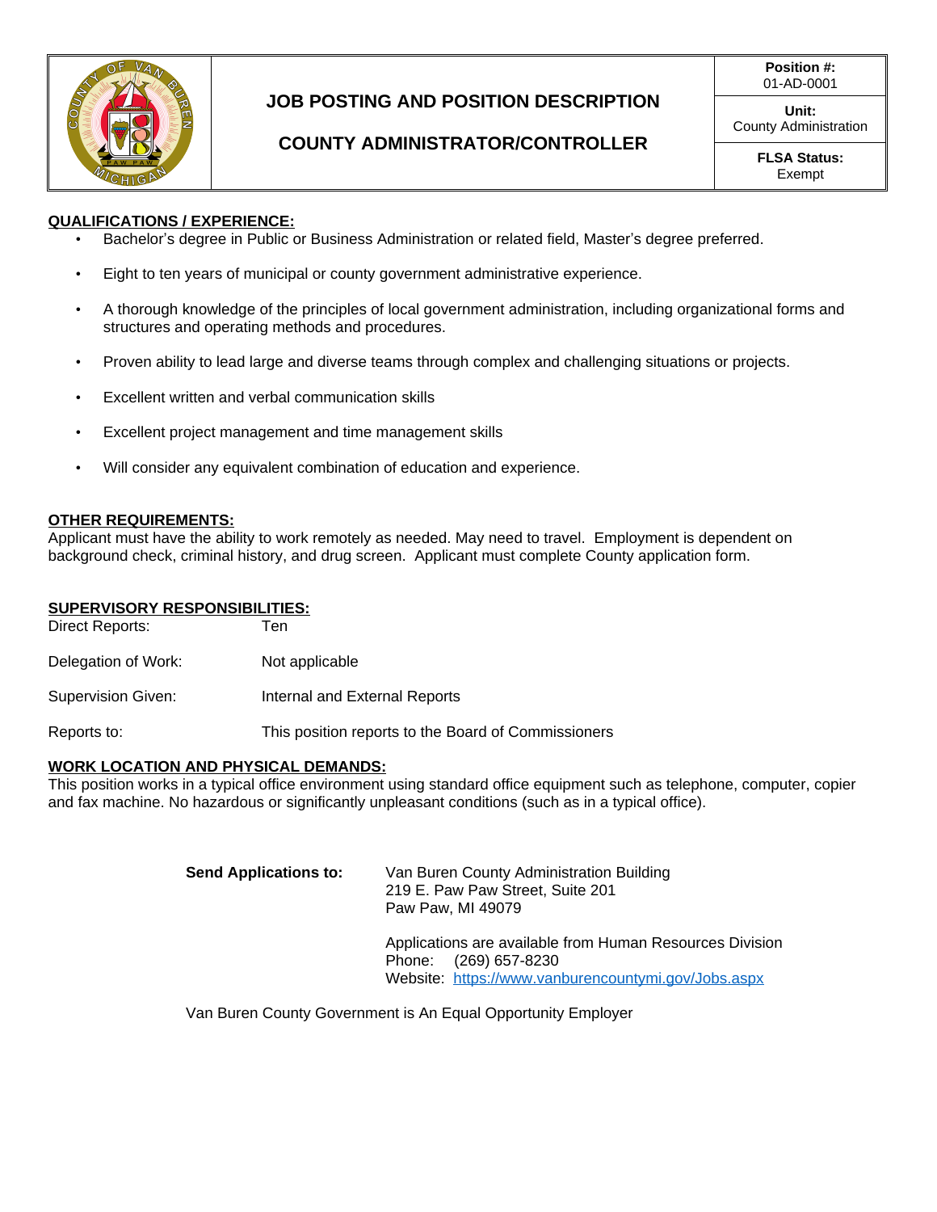| JOB POSTING AND POSITION DESCRIPTION<br><br>COUNTY ADMINISTRATOR/CONTROLLER | **Position #:** 01-AD-0001 |
|---|---|
| | **Unit:** County Administration |
| | **FLSA Status:** Exempt |

**QUALIFICATIONS / EXPERIENCE:**

- Bachelor's degree in Public or Business Administration or related field, Master's degree preferred.
- Eight to ten years of municipal or county government administrative experience.
- A thorough knowledge of the principles of local government administration, including organizational forms and structures and operating methods and procedures.
- Proven ability to lead large and diverse teams through complex and challenging situations or projects.
- Excellent written and verbal communication skills
- Excellent project management and time management skills
- Will consider any equivalent combination of education and experience.

**OTHER REQUIREMENTS:**

Applicant must have the ability to work remotely as needed. May need to travel. Employment is dependent on background check, criminal history, and drug screen. Applicant must complete County application form.

**SUPERVISORY RESPONSIBILITIES:**

| | |
|---|---|
| Direct Reports: | Ten |
| Delegation of Work: | Not applicable |
| Supervision Given: | Internal and External Reports |
| Reports to: | This position reports to the Board of Commissioners |

**WORK LOCATION AND PHYSICAL DEMANDS:**

This position works in a typical office environment using standard office equipment such as telephone, computer, copier and fax machine. No hazardous or significantly unpleasant conditions (such as in a typical office).

**Send Applications to:**

Van Buren County Administration Building
219 E. Paw Paw Street, Suite 201
Paw Paw, MI 49079

Applications are available from Human Resources Division
Phone: (269) 657-8230
Website: https://www.vanburencountymi.gov/Jobs.aspx

Van Buren County Government is An Equal Opportunity Employer